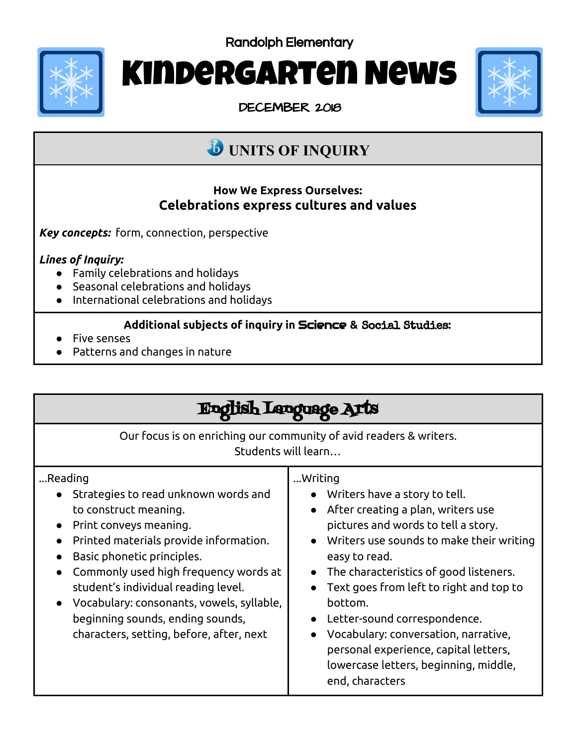Randolph Elementary

# Kindergarten News

DECEMBER 2018

## UNITS OF INQUIRY

**How We Express Ourselves:**
**Celebrations express cultures and values**

***Key concepts:*** form, connection, perspective

***Lines of Inquiry:***

- Family celebrations and holidays
- Seasonal celebrations and holidays
- International celebrations and holidays

**Additional subjects of inquiry in Science & Social Studies:**

- Five senses
- Patterns and changes in nature

## English Language Arts

Our focus is on enriching our community of avid readers & writers.
Students will learn…

…Reading

- Strategies to read unknown words and to construct meaning.
- Print conveys meaning.
- Printed materials provide information.
- Basic phonetic principles.
- Commonly used high frequency words at student's individual reading level.
- Vocabulary: consonants, vowels, syllable, beginning sounds, ending sounds, characters, setting, before, after, next

…Writing

- Writers have a story to tell.
- After creating a plan, writers use pictures and words to tell a story.
- Writers use sounds to make their writing easy to read.
- The characteristics of good listeners.
- Text goes from left to right and top to bottom.
- Letter-sound correspondence.
- Vocabulary: conversation, narrative, personal experience, capital letters, lowercase letters, beginning, middle, end, characters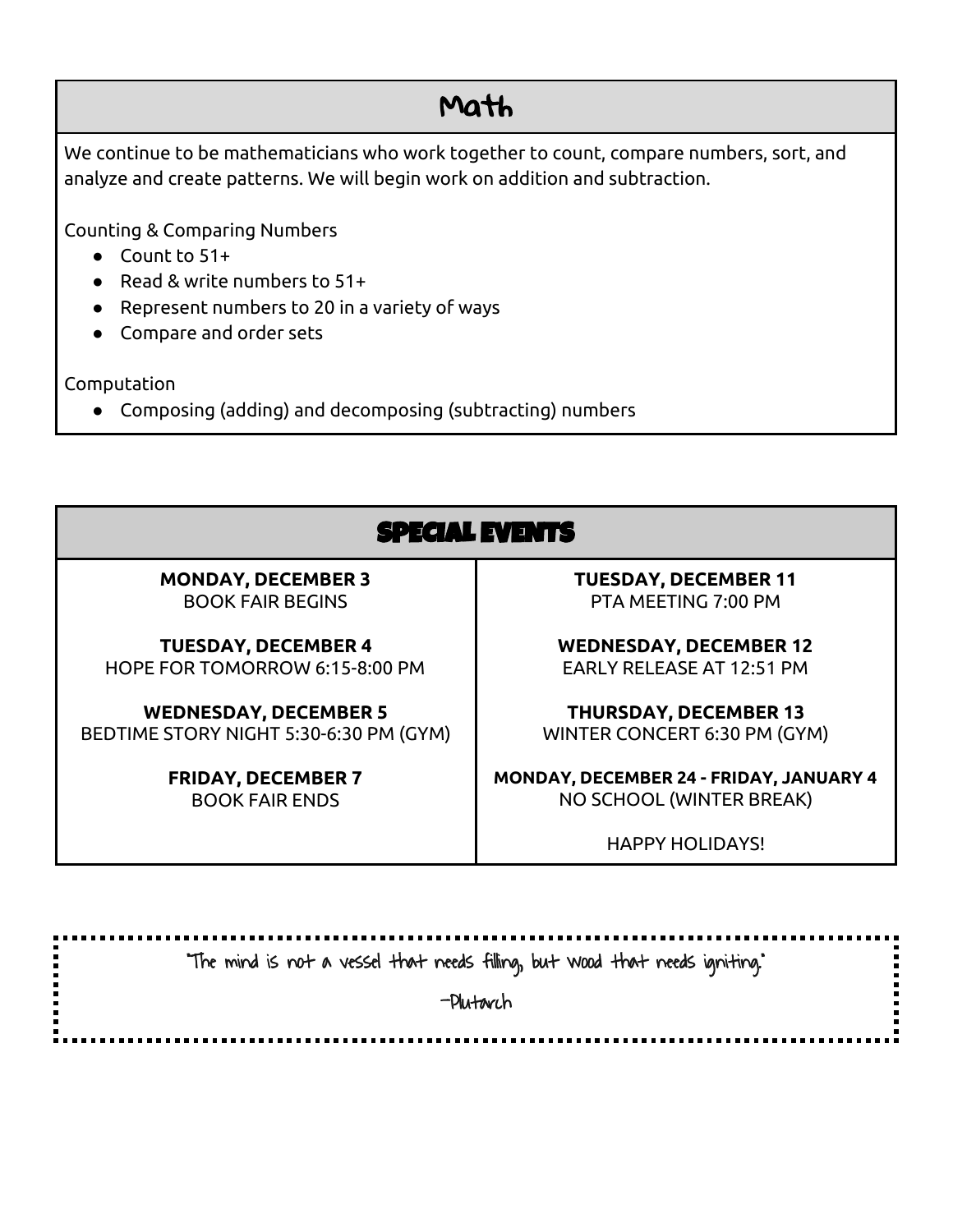## Math

We continue to be mathematicians who work together to count, compare numbers, sort, and analyze and create patterns. We will begin work on addition and subtraction.

Counting & Comparing Numbers

- Count to 51+
- Read & write numbers to 51+
- Represent numbers to 20 in a variety of ways
- Compare and order sets

Computation

- Composing (adding) and decomposing (subtracting) numbers

## SPECIAL EVENTS

**MONDAY, DECEMBER 3**
BOOK FAIR BEGINS

**TUESDAY, DECEMBER 4**
HOPE FOR TOMORROW 6:15-8:00 PM

**WEDNESDAY, DECEMBER 5**
BEDTIME STORY NIGHT 5:30-6:30 PM (GYM)

**FRIDAY, DECEMBER 7**
BOOK FAIR ENDS

**TUESDAY, DECEMBER 11**
PTA MEETING 7:00 PM

**WEDNESDAY, DECEMBER 12**
EARLY RELEASE AT 12:51 PM

**THURSDAY, DECEMBER 13**
WINTER CONCERT 6:30 PM (GYM)

**MONDAY, DECEMBER 24 - FRIDAY, JANUARY 4**
NO SCHOOL (WINTER BREAK)

HAPPY HOLIDAYS!

"The mind is not a vessel that needs filling, but wood that needs igniting."

-Plutarch